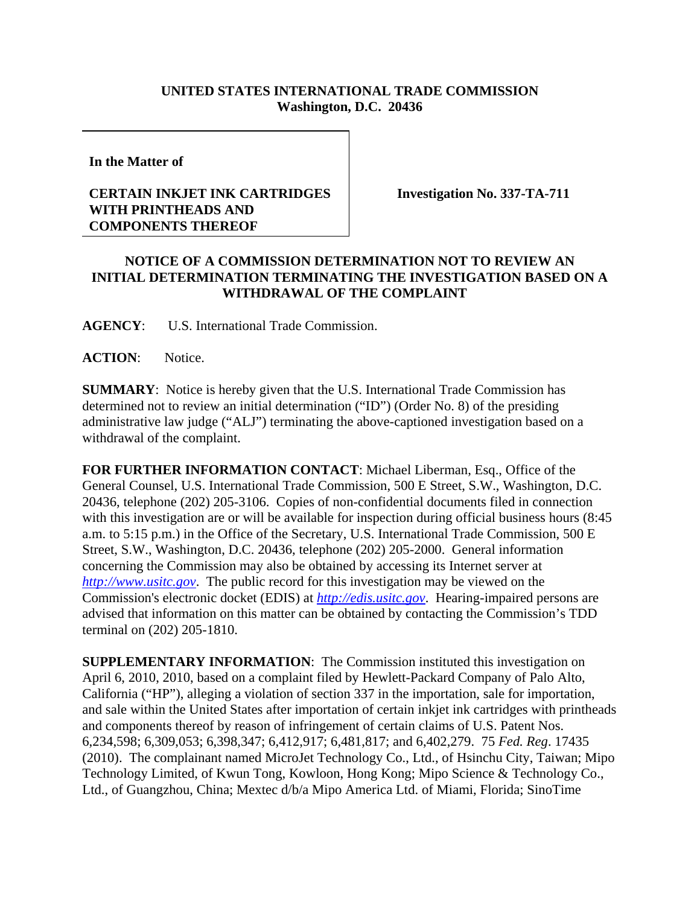**UNITED STATES INTERNATIONAL TRADE COMMISSION**
**Washington, D.C. 20436**

**In the Matter of**

**CERTAIN INKJET INK CARTRIDGES WITH PRINTHEADS AND COMPONENTS THEREOF**

**Investigation No. 337-TA-711**

## NOTICE OF A COMMISSION DETERMINATION NOT TO REVIEW AN INITIAL DETERMINATION TERMINATING THE INVESTIGATION BASED ON A WITHDRAWAL OF THE COMPLAINT

**AGENCY**: U.S. International Trade Commission.

**ACTION**: Notice.

**SUMMARY**: Notice is hereby given that the U.S. International Trade Commission has determined not to review an initial determination ("ID") (Order No. 8) of the presiding administrative law judge ("ALJ") terminating the above-captioned investigation based on a withdrawal of the complaint.

**FOR FURTHER INFORMATION CONTACT**: Michael Liberman, Esq., Office of the General Counsel, U.S. International Trade Commission, 500 E Street, S.W., Washington, D.C. 20436, telephone (202) 205-3106. Copies of non-confidential documents filed in connection with this investigation are or will be available for inspection during official business hours (8:45 a.m. to 5:15 p.m.) in the Office of the Secretary, U.S. International Trade Commission, 500 E Street, S.W., Washington, D.C. 20436, telephone (202) 205-2000. General information concerning the Commission may also be obtained by accessing its Internet server at *http://www.usitc.gov*. The public record for this investigation may be viewed on the Commission's electronic docket (EDIS) at *http://edis.usitc.gov*. Hearing-impaired persons are advised that information on this matter can be obtained by contacting the Commission's TDD terminal on (202) 205-1810.

**SUPPLEMENTARY INFORMATION**: The Commission instituted this investigation on April 6, 2010, 2010, based on a complaint filed by Hewlett-Packard Company of Palo Alto, California ("HP"), alleging a violation of section 337 in the importation, sale for importation, and sale within the United States after importation of certain inkjet ink cartridges with printheads and components thereof by reason of infringement of certain claims of U.S. Patent Nos. 6,234,598; 6,309,053; 6,398,347; 6,412,917; 6,481,817; and 6,402,279. 75 *Fed. Reg*. 17435 (2010). The complainant named MicroJet Technology Co., Ltd., of Hsinchu City, Taiwan; Mipo Technology Limited, of Kwun Tong, Kowloon, Hong Kong; Mipo Science & Technology Co., Ltd., of Guangzhou, China; Mextec d/b/a Mipo America Ltd. of Miami, Florida; SinoTime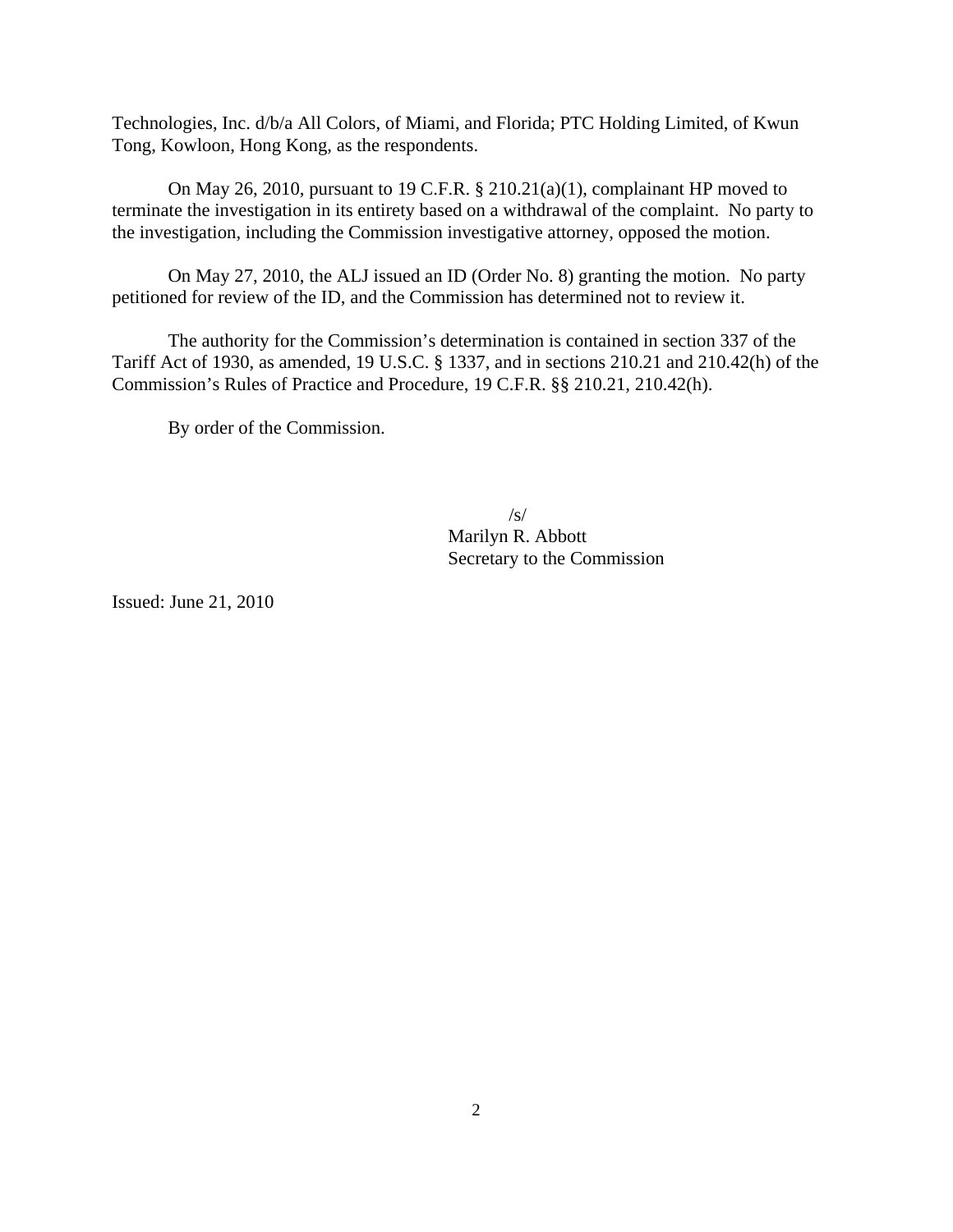Technologies, Inc. d/b/a All Colors, of Miami, and Florida; PTC Holding Limited, of Kwun Tong, Kowloon, Hong Kong, as the respondents.

On May 26, 2010, pursuant to 19 C.F.R. § 210.21(a)(1), complainant HP moved to terminate the investigation in its entirety based on a withdrawal of the complaint. No party to the investigation, including the Commission investigative attorney, opposed the motion.

On May 27, 2010, the ALJ issued an ID (Order No. 8) granting the motion. No party petitioned for review of the ID, and the Commission has determined not to review it.

The authority for the Commission's determination is contained in section 337 of the Tariff Act of 1930, as amended, 19 U.S.C. § 1337, and in sections 210.21 and 210.42(h) of the Commission's Rules of Practice and Procedure, 19 C.F.R. §§ 210.21, 210.42(h).

By order of the Commission.

/s/
Marilyn R. Abbott
Secretary to the Commission

Issued: June 21, 2010